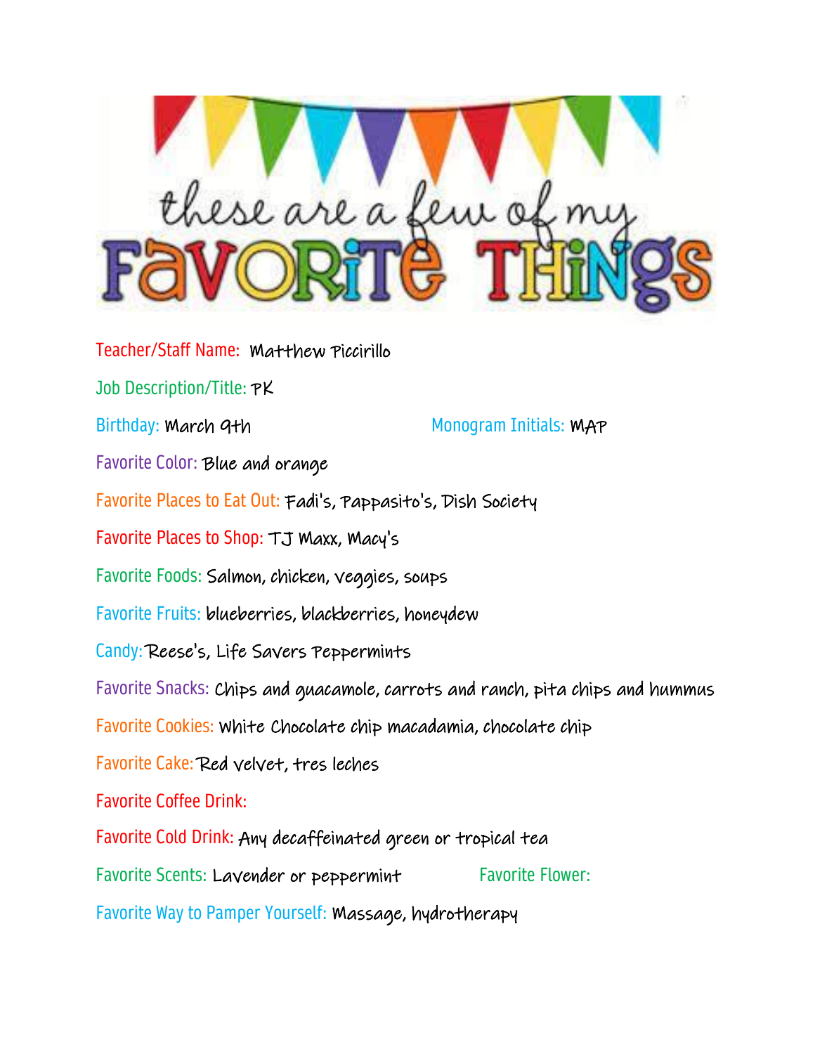# these are a few of my FAVORITE THINGS

**Teacher/Staff Name:** Matthew Piccirillo

**Job Description/Title:** PK

**Birthday:** March 9th

**Monogram Initials:** MAP

**Favorite Color:** Blue and orange

**Favorite Places to Eat Out:** Fadi's, Pappasito's, Dish Society

**Favorite Places to Shop:** TJ Maxx, Macy's

**Favorite Foods:** Salmon, chicken, veggies, soups

**Favorite Fruits:** blueberries, blackberries, honeydew

**Candy:** Reese's, Life Savers Peppermints

**Favorite Snacks:** Chips and guacamole, carrots and ranch, pita chips and hummus

**Favorite Cookies:** White Chocolate chip macadamia, chocolate chip

**Favorite Cake:** Red velvet, tres leches

**Favorite Coffee Drink:**

**Favorite Cold Drink:** Any decaffeinated green or tropical tea

**Favorite Scents:** Lavender or peppermint

**Favorite Flower:**

**Favorite Way to Pamper Yourself:** Massage, hydrotherapy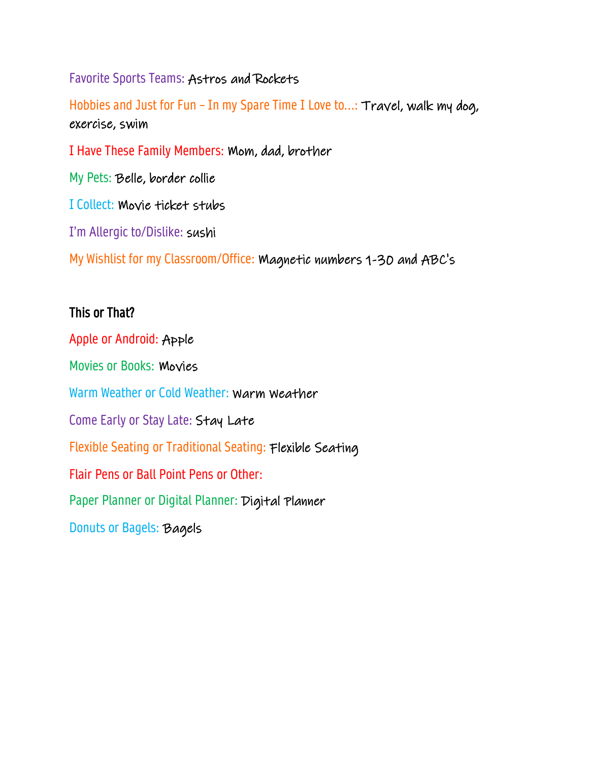Favorite Sports Teams: Astros and Rockets

Hobbies and Just for Fun – In my Spare Time I Love to…: Travel, walk my dog, exercise, swim

I Have These Family Members: Mom, dad, brother

My Pets: Belle, border collie

I Collect: Movie ticket stubs

I'm Allergic to/Dislike: sushi

My Wishlist for my Classroom/Office: Magnetic numbers 1-30 and ABC's

**This or That?**

Apple or Android: Apple

Movies or Books: Movies

Warm Weather or Cold Weather: Warm Weather

Come Early or Stay Late: Stay Late

Flexible Seating or Traditional Seating: Flexible Seating

Flair Pens or Ball Point Pens or Other:

Paper Planner or Digital Planner: Digital Planner

Donuts or Bagels: Bagels